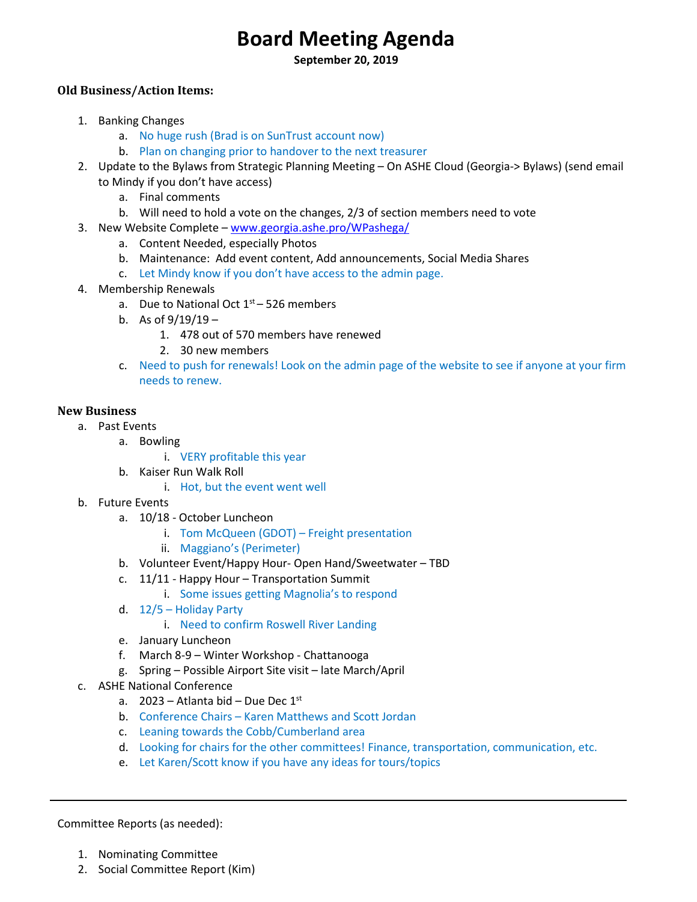# Board Meeting Agenda

**September 20, 2019**

**Old Business/Action Items:**

1. Banking Changes
   a. No huge rush (Brad is on SunTrust account now)
   b. Plan on changing prior to handover to the next treasurer
2. Update to the Bylaws from Strategic Planning Meeting – On ASHE Cloud (Georgia-> Bylaws) (send email to Mindy if you don't have access)
   a. Final comments
   b. Will need to hold a vote on the changes, 2/3 of section members need to vote
3. New Website Complete – [www.georgia.ashe.pro/WPashega/](www.georgia.ashe.pro/WPashega/)
   a. Content Needed, especially Photos
   b. Maintenance: Add event content, Add announcements, Social Media Shares
   c. Let Mindy know if you don't have access to the admin page.
4. Membership Renewals
   a. Due to National Oct 1st – 526 members
   b. As of 9/19/19 –
      1. 478 out of 570 members have renewed
      2. 30 new members
   c. Need to push for renewals! Look on the admin page of the website to see if anyone at your firm needs to renew.

**New Business**

a. Past Events
   a. Bowling
      i. VERY profitable this year
   b. Kaiser Run Walk Roll
      i. Hot, but the event went well
b. Future Events
   a. 10/18 - October Luncheon
      i. Tom McQueen (GDOT) – Freight presentation
      ii. Maggiano's (Perimeter)
   b. Volunteer Event/Happy Hour- Open Hand/Sweetwater – TBD
   c. 11/11 - Happy Hour – Transportation Summit
      i. Some issues getting Magnolia's to respond
   d. 12/5 – Holiday Party
      i. Need to confirm Roswell River Landing
   e. January Luncheon
   f. March 8-9 – Winter Workshop - Chattanooga
   g. Spring – Possible Airport Site visit – late March/April
c. ASHE National Conference
   a. 2023 – Atlanta bid – Due Dec 1st
   b. Conference Chairs – Karen Matthews and Scott Jordan
   c. Leaning towards the Cobb/Cumberland area
   d. Looking for chairs for the other committees! Finance, transportation, communication, etc.
   e. Let Karen/Scott know if you have any ideas for tours/topics

---

Committee Reports (as needed):

1. Nominating Committee
2. Social Committee Report (Kim)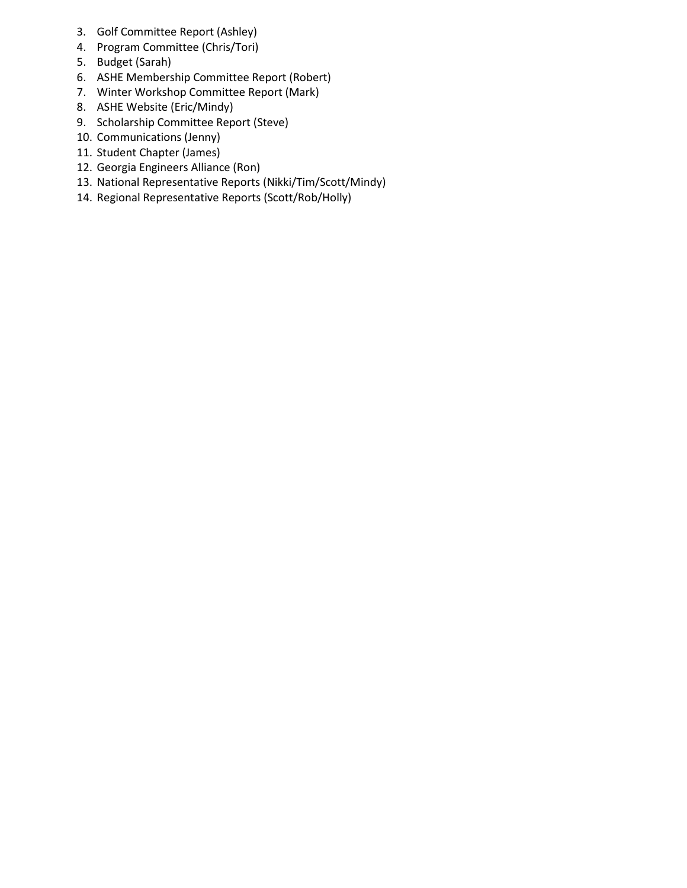3. Golf Committee Report (Ashley)
4. Program Committee (Chris/Tori)
5. Budget (Sarah)
6. ASHE Membership Committee Report (Robert)
7. Winter Workshop Committee Report (Mark)
8. ASHE Website (Eric/Mindy)
9. Scholarship Committee Report (Steve)
10. Communications (Jenny)
11. Student Chapter (James)
12. Georgia Engineers Alliance (Ron)
13. National Representative Reports (Nikki/Tim/Scott/Mindy)
14. Regional Representative Reports (Scott/Rob/Holly)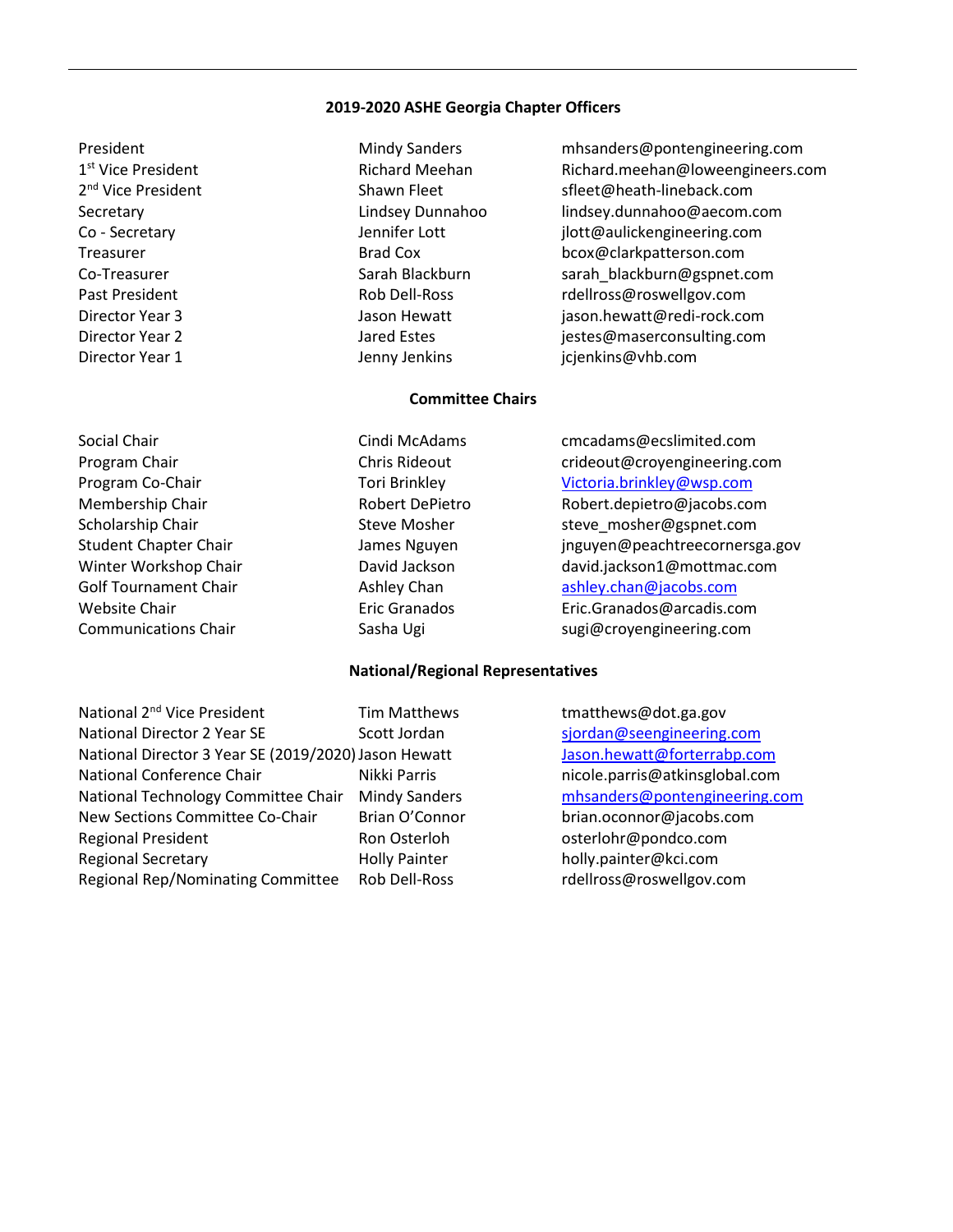## 2019-2020 ASHE Georgia Chapter Officers

| | | |
|---|---|---|
| President | Mindy Sanders | mhsanders@pontengineering.com |
| 1st Vice President | Richard Meehan | Richard.meehan@loweengineers.com |
| 2nd Vice President | Shawn Fleet | sfleet@heath-lineback.com |
| Secretary | Lindsey Dunnahoo | lindsey.dunnahoo@aecom.com |
| Co - Secretary | Jennifer Lott | jlott@aulickengineering.com |
| Treasurer | Brad Cox | bcox@clarkpatterson.com |
| Co-Treasurer | Sarah Blackburn | sarah_blackburn@gspnet.com |
| Past President | Rob Dell-Ross | rdellross@roswellgov.com |
| Director Year 3 | Jason Hewatt | jason.hewatt@redi-rock.com |
| Director Year 2 | Jared Estes | jestes@maserconsulting.com |
| Director Year 1 | Jenny Jenkins | jcjenkins@vhb.com |

## Committee Chairs

| | | |
|---|---|---|
| Social Chair | Cindi McAdams | cmcadams@ecslimited.com |
| Program Chair | Chris Rideout | crideout@croyengineering.com |
| Program Co-Chair | Tori Brinkley | Victoria.brinkley@wsp.com |
| Membership Chair | Robert DePietro | Robert.depietro@jacobs.com |
| Scholarship Chair | Steve Mosher | steve_mosher@gspnet.com |
| Student Chapter Chair | James Nguyen | jnguyen@peachtreecornersga.gov |
| Winter Workshop Chair | David Jackson | david.jackson1@mottmac.com |
| Golf Tournament Chair | Ashley Chan | ashley.chan@jacobs.com |
| Website Chair | Eric Granados | Eric.Granados@arcadis.com |
| Communications Chair | Sasha Ugi | sugi@croyengineering.com |

## National/Regional Representatives

| | | |
|---|---|---|
| National 2nd Vice President | Tim Matthews | tmatthews@dot.ga.gov |
| National Director 2 Year SE | Scott Jordan | sjordan@seengineering.com |
| National Director 3 Year SE (2019/2020) | Jason Hewatt | Jason.hewatt@forterrabp.com |
| National Conference Chair | Nikki Parris | nicole.parris@atkinsglobal.com |
| National Technology Committee Chair | Mindy Sanders | mhsanders@pontengineering.com |
| New Sections Committee Co-Chair | Brian O'Connor | brian.oconnor@jacobs.com |
| Regional President | Ron Osterloh | osterlohr@pondco.com |
| Regional Secretary | Holly Painter | holly.painter@kci.com |
| Regional Rep/Nominating Committee | Rob Dell-Ross | rdellross@roswellgov.com |